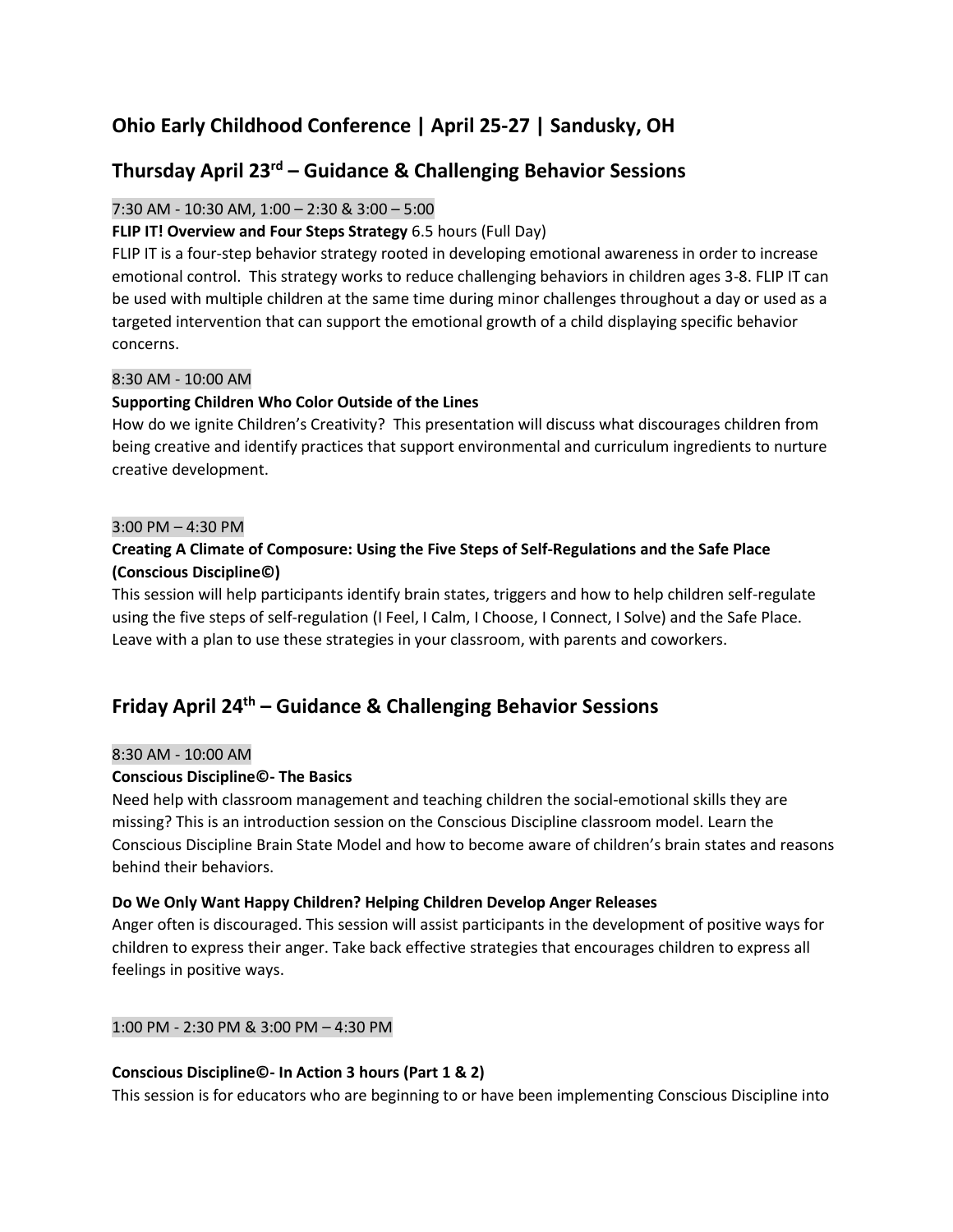## Ohio Early Childhood Conference | April 25-27 | Sandusky, OH

## Thursday April 23rd – Guidance & Challenging Behavior Sessions

7:30 AM - 10:30 AM, 1:00 – 2:30 & 3:00 – 5:00

**FLIP IT! Overview and Four Steps Strategy** 6.5 hours (Full Day)

FLIP IT is a four-step behavior strategy rooted in developing emotional awareness in order to increase emotional control. This strategy works to reduce challenging behaviors in children ages 3-8. FLIP IT can be used with multiple children at the same time during minor challenges throughout a day or used as a targeted intervention that can support the emotional growth of a child displaying specific behavior concerns.

8:30 AM - 10:00 AM

**Supporting Children Who Color Outside of the Lines**

How do we ignite Children's Creativity? This presentation will discuss what discourages children from being creative and identify practices that support environmental and curriculum ingredients to nurture creative development.

3:00 PM – 4:30 PM

**Creating A Climate of Composure: Using the Five Steps of Self-Regulations and the Safe Place (Conscious Discipline©)**

This session will help participants identify brain states, triggers and how to help children self-regulate using the five steps of self-regulation (I Feel, I Calm, I Choose, I Connect, I Solve) and the Safe Place. Leave with a plan to use these strategies in your classroom, with parents and coworkers.

## Friday April 24th – Guidance & Challenging Behavior Sessions

8:30 AM - 10:00 AM

**Conscious Discipline©- The Basics**

Need help with classroom management and teaching children the social-emotional skills they are missing? This is an introduction session on the Conscious Discipline classroom model. Learn the Conscious Discipline Brain State Model and how to become aware of children's brain states and reasons behind their behaviors.

**Do We Only Want Happy Children? Helping Children Develop Anger Releases**

Anger often is discouraged. This session will assist participants in the development of positive ways for children to express their anger. Take back effective strategies that encourages children to express all feelings in positive ways.

1:00 PM - 2:30 PM & 3:00 PM – 4:30 PM

**Conscious Discipline©- In Action 3 hours (Part 1 & 2)**

This session is for educators who are beginning to or have been implementing Conscious Discipline into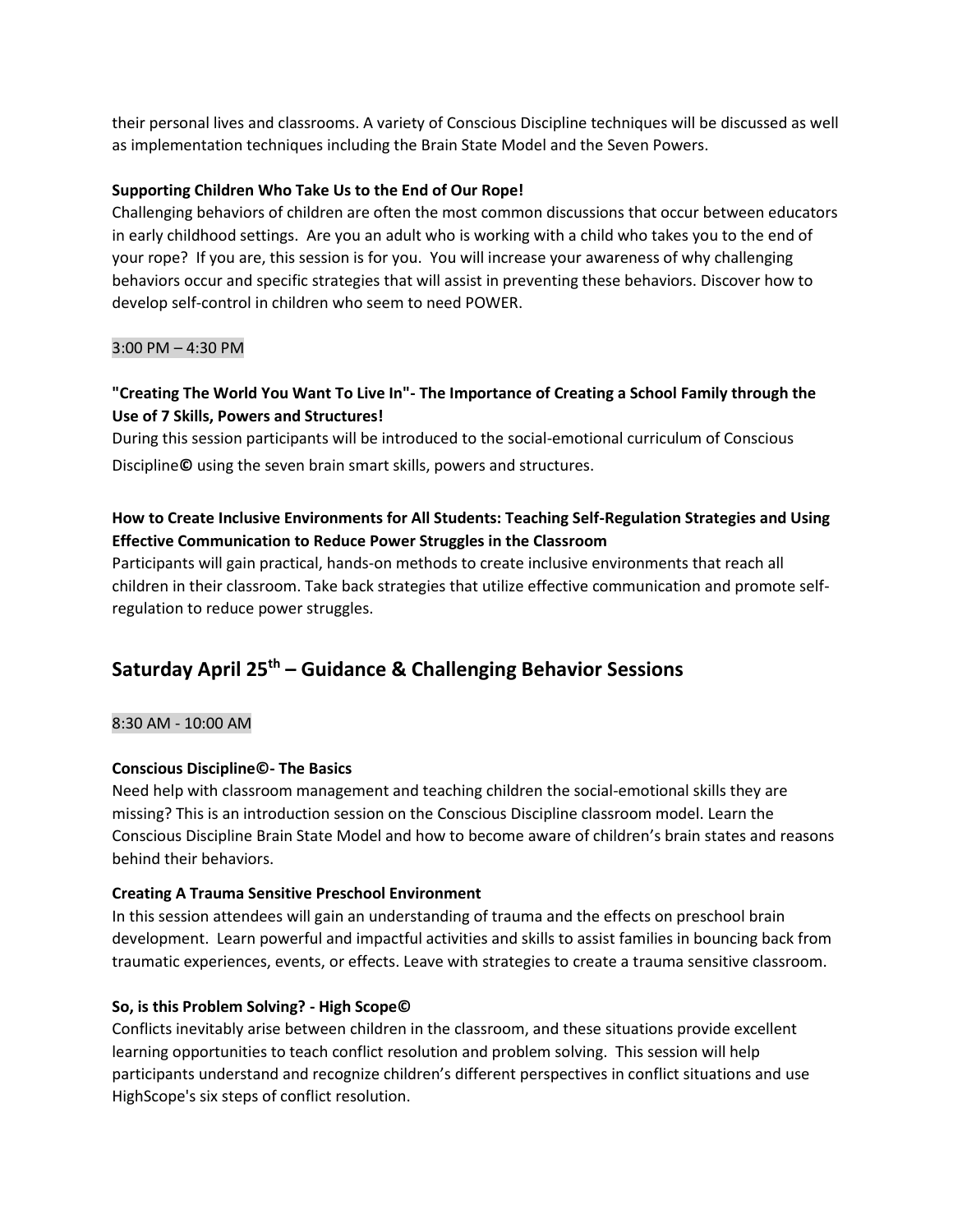their personal lives and classrooms. A variety of Conscious Discipline techniques will be discussed as well as implementation techniques including the Brain State Model and the Seven Powers.

**Supporting Children Who Take Us to the End of Our Rope!**
Challenging behaviors of children are often the most common discussions that occur between educators in early childhood settings. Are you an adult who is working with a child who takes you to the end of your rope? If you are, this session is for you. You will increase your awareness of why challenging behaviors occur and specific strategies that will assist in preventing these behaviors. Discover how to develop self-control in children who seem to need POWER.

3:00 PM – 4:30 PM

**"Creating The World You Want To Live In"- The Importance of Creating a School Family through the Use of 7 Skills, Powers and Structures!**
During this session participants will be introduced to the social-emotional curriculum of Conscious Discipline**©** using the seven brain smart skills, powers and structures.

**How to Create Inclusive Environments for All Students: Teaching Self-Regulation Strategies and Using Effective Communication to Reduce Power Struggles in the Classroom**
Participants will gain practical, hands-on methods to create inclusive environments that reach all children in their classroom. Take back strategies that utilize effective communication and promote self-regulation to reduce power struggles.

## Saturday April 25th – Guidance & Challenging Behavior Sessions

8:30 AM - 10:00 AM

**Conscious Discipline©- The Basics**
Need help with classroom management and teaching children the social-emotional skills they are missing? This is an introduction session on the Conscious Discipline classroom model. Learn the Conscious Discipline Brain State Model and how to become aware of children's brain states and reasons behind their behaviors.

**Creating A Trauma Sensitive Preschool Environment**
In this session attendees will gain an understanding of trauma and the effects on preschool brain development. Learn powerful and impactful activities and skills to assist families in bouncing back from traumatic experiences, events, or effects. Leave with strategies to create a trauma sensitive classroom.

**So, is this Problem Solving? - High Scope©**
Conflicts inevitably arise between children in the classroom, and these situations provide excellent learning opportunities to teach conflict resolution and problem solving. This session will help participants understand and recognize children's different perspectives in conflict situations and use HighScope's six steps of conflict resolution.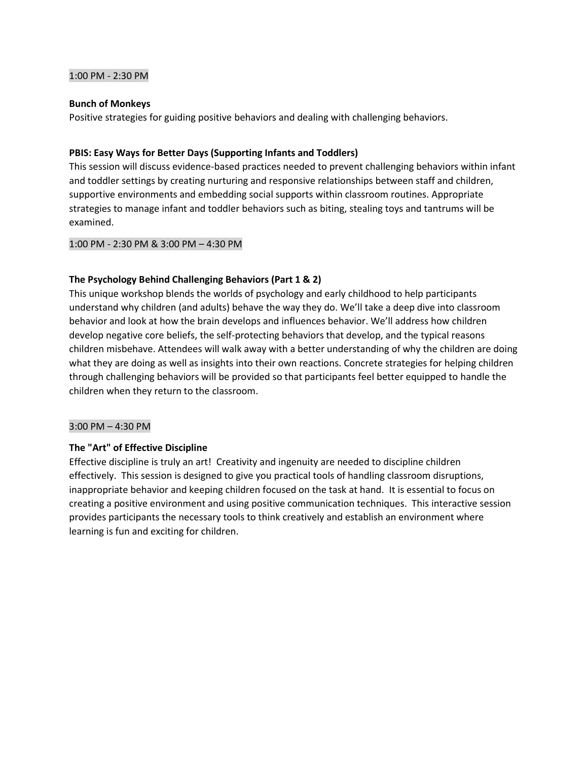1:00 PM - 2:30 PM

**Bunch of Monkeys**
Positive strategies for guiding positive behaviors and dealing with challenging behaviors.

**PBIS: Easy Ways for Better Days (Supporting Infants and Toddlers)**
This session will discuss evidence-based practices needed to prevent challenging behaviors within infant and toddler settings by creating nurturing and responsive relationships between staff and children, supportive environments and embedding social supports within classroom routines. Appropriate strategies to manage infant and toddler behaviors such as biting, stealing toys and tantrums will be examined.

1:00 PM - 2:30 PM & 3:00 PM – 4:30 PM

**The Psychology Behind Challenging Behaviors (Part 1 & 2)**
This unique workshop blends the worlds of psychology and early childhood to help participants understand why children (and adults) behave the way they do. We'll take a deep dive into classroom behavior and look at how the brain develops and influences behavior. We'll address how children develop negative core beliefs, the self-protecting behaviors that develop, and the typical reasons children misbehave. Attendees will walk away with a better understanding of why the children are doing what they are doing as well as insights into their own reactions. Concrete strategies for helping children through challenging behaviors will be provided so that participants feel better equipped to handle the children when they return to the classroom.

3:00 PM – 4:30 PM

**The "Art" of Effective Discipline**
Effective discipline is truly an art! Creativity and ingenuity are needed to discipline children effectively. This session is designed to give you practical tools of handling classroom disruptions, inappropriate behavior and keeping children focused on the task at hand. It is essential to focus on creating a positive environment and using positive communication techniques. This interactive session provides participants the necessary tools to think creatively and establish an environment where learning is fun and exciting for children.